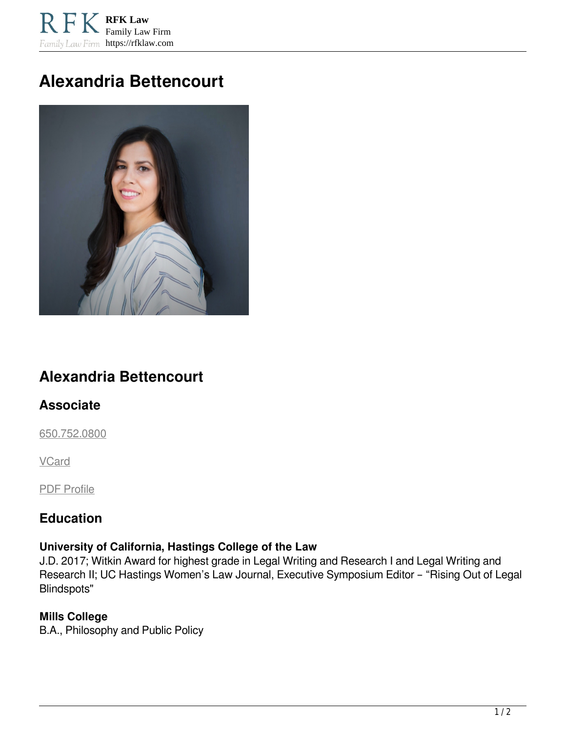# Alexandria Bettencourt

## Alexandria Bettencourt

### Associate

650.752.0800

VCard

PDF Profile

### Education

**University of California, Hastings College of the Law**
J.D. 2017; Witkin Award for highest grade in Legal Writing and Research I and Legal Writing and Research II; UC Hastings Women's Law Journal, Executive Symposium Editor – "Rising Out of Legal Blindspots"

**Mills College**
B.A., Philosophy and Public Policy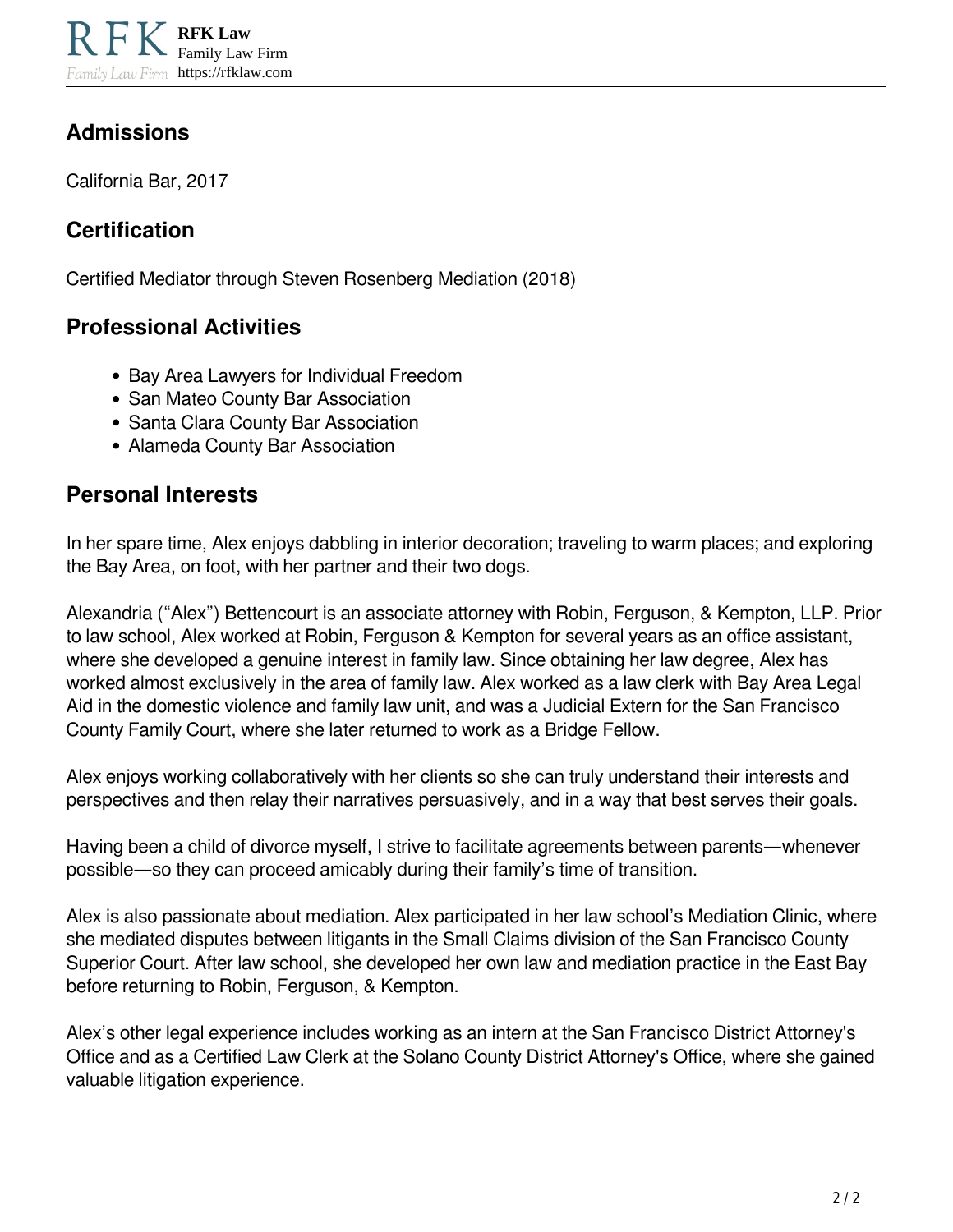## Admissions

California Bar, 2017

## Certification

Certified Mediator through Steven Rosenberg Mediation (2018)

## Professional Activities

- Bay Area Lawyers for Individual Freedom
- San Mateo County Bar Association
- Santa Clara County Bar Association
- Alameda County Bar Association

## Personal Interests

In her spare time, Alex enjoys dabbling in interior decoration; traveling to warm places; and exploring the Bay Area, on foot, with her partner and their two dogs.

Alexandria ("Alex") Bettencourt is an associate attorney with Robin, Ferguson, & Kempton, LLP. Prior to law school, Alex worked at Robin, Ferguson & Kempton for several years as an office assistant, where she developed a genuine interest in family law. Since obtaining her law degree, Alex has worked almost exclusively in the area of family law. Alex worked as a law clerk with Bay Area Legal Aid in the domestic violence and family law unit, and was a Judicial Extern for the San Francisco County Family Court, where she later returned to work as a Bridge Fellow.

Alex enjoys working collaboratively with her clients so she can truly understand their interests and perspectives and then relay their narratives persuasively, and in a way that best serves their goals.

Having been a child of divorce myself, I strive to facilitate agreements between parents—whenever possible—so they can proceed amicably during their family's time of transition.

Alex is also passionate about mediation. Alex participated in her law school's Mediation Clinic, where she mediated disputes between litigants in the Small Claims division of the San Francisco County Superior Court. After law school, she developed her own law and mediation practice in the East Bay before returning to Robin, Ferguson, & Kempton.

Alex's other legal experience includes working as an intern at the San Francisco District Attorney's Office and as a Certified Law Clerk at the Solano County District Attorney's Office, where she gained valuable litigation experience.